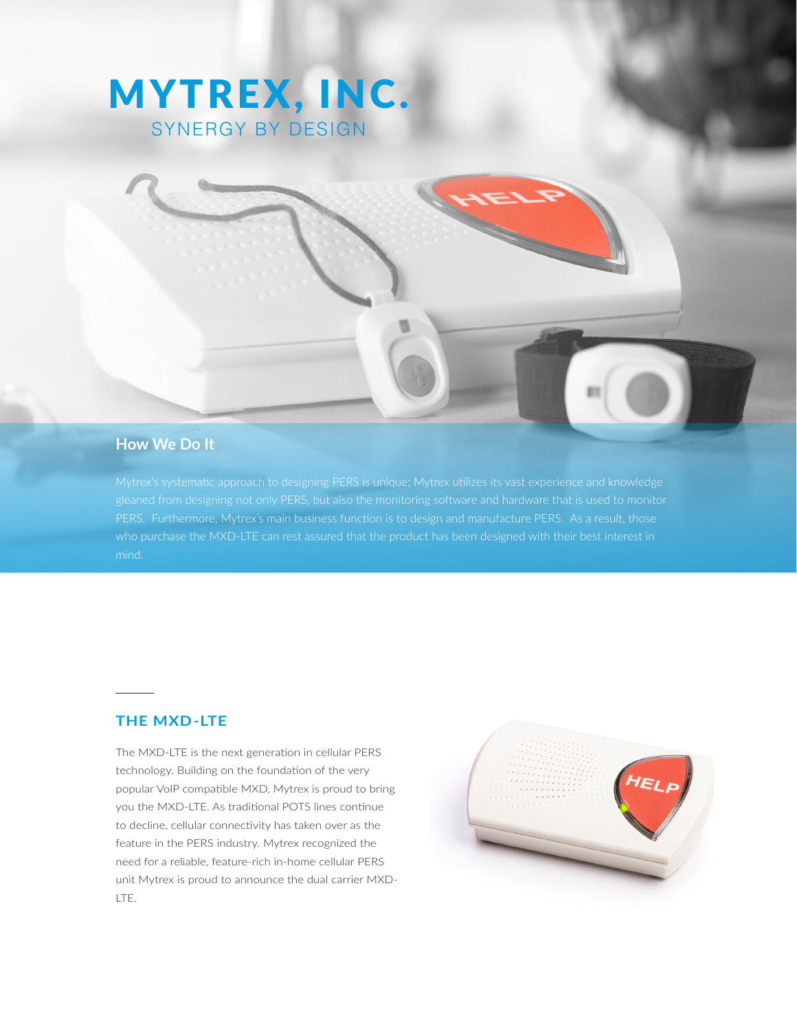# MYTREX, INC.

SYNERGY BY DESIGN

## How We Do It

Mytrex's systematic approach to designing PERS is unique; Mytrex utilizes its vast experience and knowledge gleaned from designing not only PERS, but also the monitoring software and hardware that is used to monitor PERS. Furthermore, Mytrex's main business function is to design and manufacture PERS. As a result, those who purchase the MXD-LTE can rest assured that the product has been designed with their best interest in mind.

## THE MXD-LTE

The MXD-LTE is the next generation in cellular PERS technology. Building on the foundation of the very popular VoIP compatible MXD, Mytrex is proud to bring you the MXD-LTE. As traditional POTS lines continue to decline, cellular connectivity has taken over as the feature in the PERS industry. Mytrex recognized the need for a reliable, feature-rich in-home cellular PERS unit Mytrex is proud to announce the dual carrier MXD-LTE.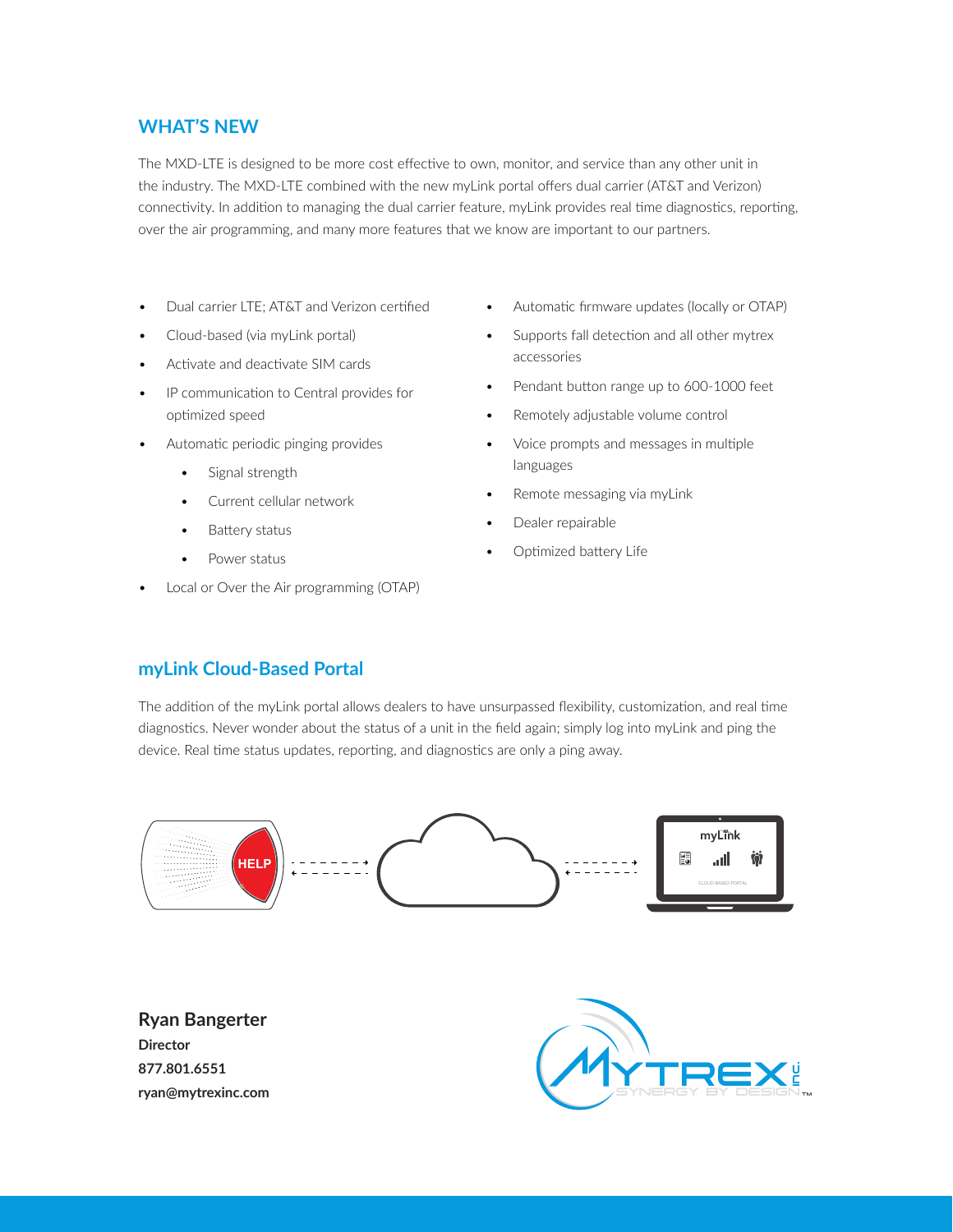## WHAT'S NEW

The MXD-LTE is designed to be more cost effective to own, monitor, and service than any other unit in the industry. The MXD-LTE combined with the new myLink portal offers dual carrier (AT&T and Verizon) connectivity. In addition to managing the dual carrier feature, myLink provides real time diagnostics, reporting, over the air programming, and many more features that we know are important to our partners.

- Dual carrier LTE; AT&T and Verizon certified
- Cloud-based (via myLink portal)
- Activate and deactivate SIM cards
- IP communication to Central provides for optimized speed
- Automatic periodic pinging provides
  - Signal strength
  - Current cellular network
  - Battery status
  - Power status
- Local or Over the Air programming (OTAP)
- Automatic firmware updates (locally or OTAP)
- Supports fall detection and all other mytrex accessories
- Pendant button range up to 600-1000 feet
- Remotely adjustable volume control
- Voice prompts and messages in multiple languages
- Remote messaging via myLink
- Dealer repairable
- Optimized battery Life

## myLink Cloud-Based Portal

The addition of the myLink portal allows dealers to have unsurpassed flexibility, customization, and real time diagnostics. Never wonder about the status of a unit in the field again; simply log into myLink and ping the device. Real time status updates, reporting, and diagnostics are only a ping away.

HELP

myLink

CLOUD BASED PORTAL

**Ryan Bangerter**
**Director**
**877.801.6551**
**ryan@mytrexinc.com**

MYTREX inc.
SYNERGY BY DESIGN™